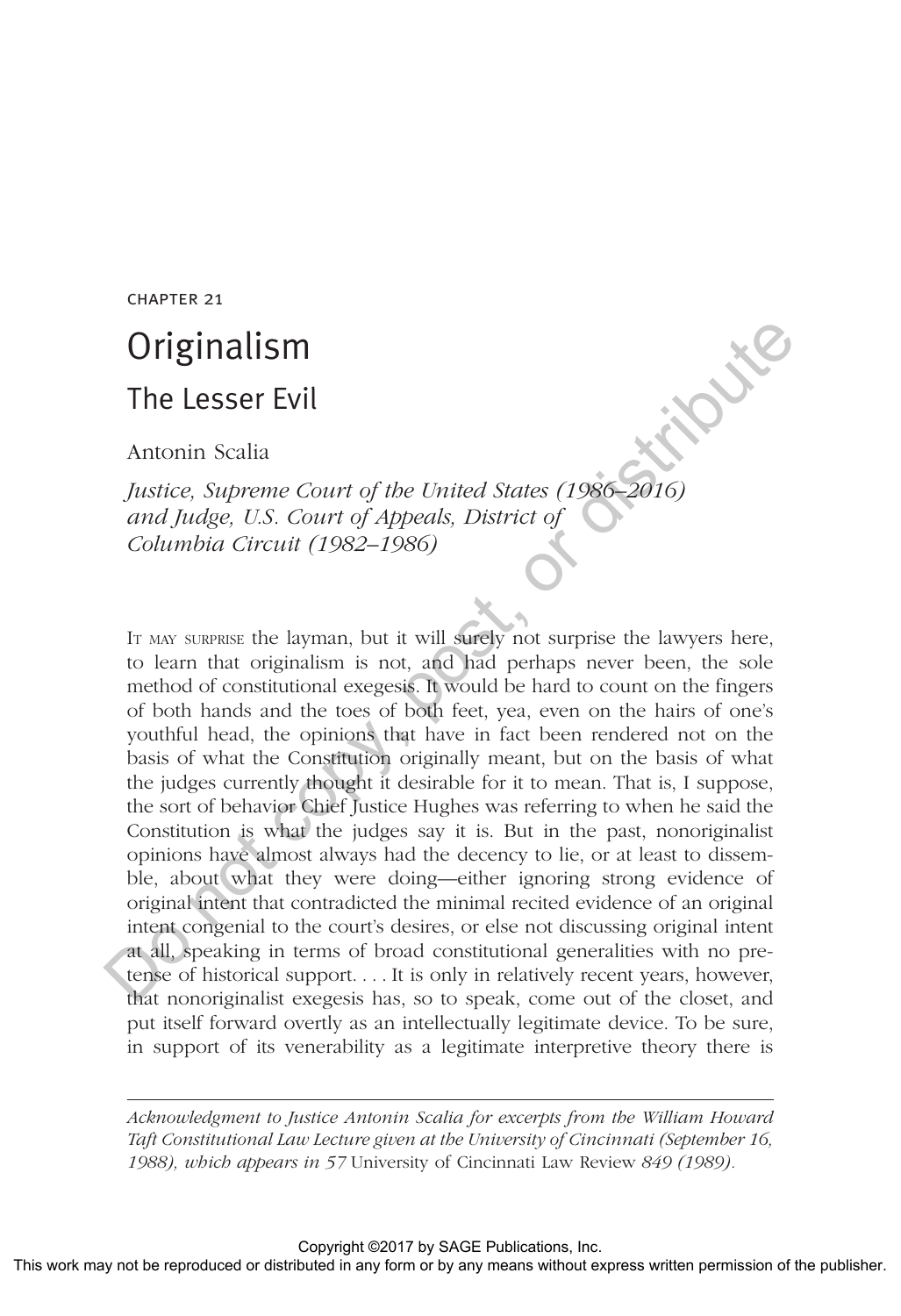CHAPTER 21

# Originalism

## The Lesser Evil

Antonin Scalia

*Justice, Supreme Court of the United States (1986–2016) and Judge, U.S. Court of Appeals, District of Columbia Circuit (1982–1986)*

It may surprise the layman, but it will surely not surprise the lawyers here, to learn that originalism is not, and had perhaps never been, the sole method of constitutional exegesis. It would be hard to count on the fingers of both hands and the toes of both feet, yea, even on the hairs of one's youthful head, the opinions that have in fact been rendered not on the basis of what the Constitution originally meant, but on the basis of what the judges currently thought it desirable for it to mean. That is, I suppose, the sort of behavior Chief Justice Hughes was referring to when he said the Constitution is what the judges say it is. But in the past, nonoriginalist opinions have almost always had the decency to lie, or at least to dissemble, about what they were doing—either ignoring strong evidence of original intent that contradicted the minimal recited evidence of an original intent congenial to the court's desires, or else not discussing original intent at all, speaking in terms of broad constitutional generalities with no pretense of historical support. . . . It is only in relatively recent years, however, that nonoriginalist exegesis has, so to speak, come out of the closet, and put itself forward overtly as an intellectually legitimate device. To be sure, in support of its venerability as a legitimate interpretive theory there is

---

*Acknowledgment to Justice Antonin Scalia for excerpts from the William Howard Taft Constitutional Law Lecture given at the University of Cincinnati (September 16, 1988), which appears in 57* University of Cincinnati Law Review *849 (1989).*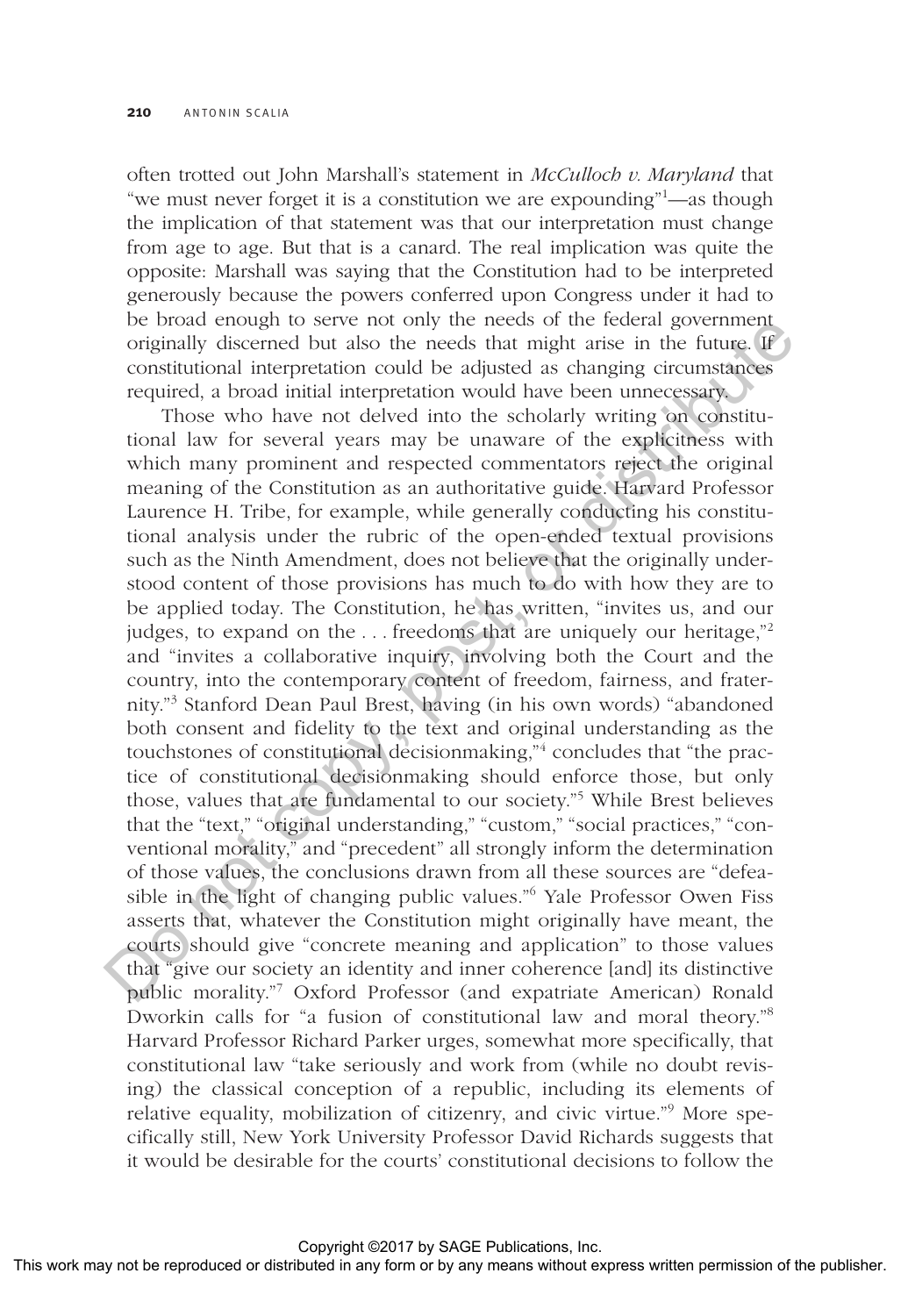often trotted out John Marshall's statement in *McCulloch v. Maryland* that "we must never forget it is a constitution we are expounding"[1]—as though the implication of that statement was that our interpretation must change from age to age. But that is a canard. The real implication was quite the opposite: Marshall was saying that the Constitution had to be interpreted generously because the powers conferred upon Congress under it had to be broad enough to serve not only the needs of the federal government originally discerned but also the needs that might arise in the future. If constitutional interpretation could be adjusted as changing circumstances required, a broad initial interpretation would have been unnecessary.

Those who have not delved into the scholarly writing on constitutional law for several years may be unaware of the explicitness with which many prominent and respected commentators reject the original meaning of the Constitution as an authoritative guide. Harvard Professor Laurence H. Tribe, for example, while generally conducting his constitutional analysis under the rubric of the open-ended textual provisions such as the Ninth Amendment, does not believe that the originally understood content of those provisions has much to do with how they are to be applied today. The Constitution, he has written, "invites us, and our judges, to expand on the . . . freedoms that are uniquely our heritage,"[2] and "invites a collaborative inquiry, involving both the Court and the country, into the contemporary content of freedom, fairness, and fraternity."[3] Stanford Dean Paul Brest, having (in his own words) "abandoned both consent and fidelity to the text and original understanding as the touchstones of constitutional decisionmaking,"[4] concludes that "the practice of constitutional decisionmaking should enforce those, but only those, values that are fundamental to our society."[5] While Brest believes that the "text," "original understanding," "custom," "social practices," "conventional morality," and "precedent" all strongly inform the determination of those values, the conclusions drawn from all these sources are "defeasible in the light of changing public values."[6] Yale Professor Owen Fiss asserts that, whatever the Constitution might originally have meant, the courts should give "concrete meaning and application" to those values that "give our society an identity and inner coherence [and] its distinctive public morality."[7] Oxford Professor (and expatriate American) Ronald Dworkin calls for "a fusion of constitutional law and moral theory."[8] Harvard Professor Richard Parker urges, somewhat more specifically, that constitutional law "take seriously and work from (while no doubt revising) the classical conception of a republic, including its elements of relative equality, mobilization of citizenry, and civic virtue."[9] More specifically still, New York University Professor David Richards suggests that it would be desirable for the courts' constitutional decisions to follow the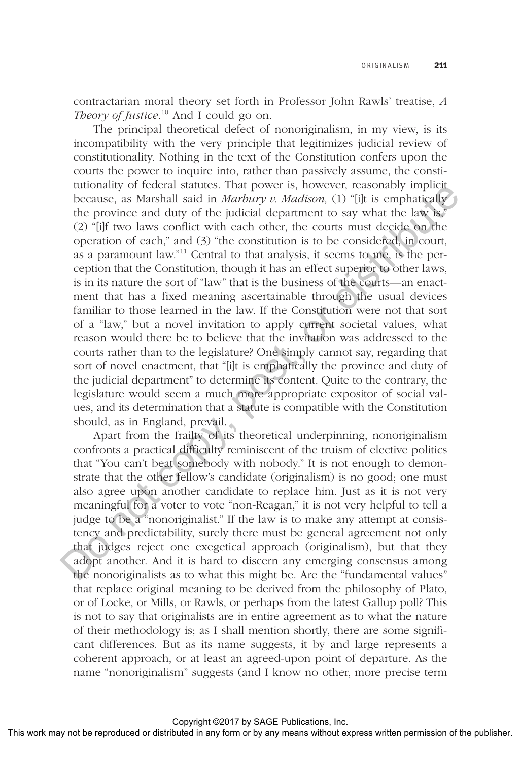contractarian moral theory set forth in Professor John Rawls' treatise, *A Theory of Justice.*[10] And I could go on.

The principal theoretical defect of nonoriginalism, in my view, is its incompatibility with the very principle that legitimizes judicial review of constitutionality. Nothing in the text of the Constitution confers upon the courts the power to inquire into, rather than passively assume, the constitutionality of federal statutes. That power is, however, reasonably implicit because, as Marshall said in *Marbury v. Madison,* (1) "[i]t is emphatically the province and duty of the judicial department to say what the law is," (2) "[i]f two laws conflict with each other, the courts must decide on the operation of each," and (3) "the constitution is to be considered, in court, as a paramount law."[11] Central to that analysis, it seems to me, is the perception that the Constitution, though it has an effect superior to other laws, is in its nature the sort of "law" that is the business of the courts—an enactment that has a fixed meaning ascertainable through the usual devices familiar to those learned in the law. If the Constitution were not that sort of a "law," but a novel invitation to apply current societal values, what reason would there be to believe that the invitation was addressed to the courts rather than to the legislature? One simply cannot say, regarding that sort of novel enactment, that "[i]t is emphatically the province and duty of the judicial department" to determine its content. Quite to the contrary, the legislature would seem a much more appropriate expositor of social values, and its determination that a statute is compatible with the Constitution should, as in England, prevail.

Apart from the frailty of its theoretical underpinning, nonoriginalism confronts a practical difficulty reminiscent of the truism of elective politics that "You can't beat somebody with nobody." It is not enough to demonstrate that the other fellow's candidate (originalism) is no good; one must also agree upon another candidate to replace him. Just as it is not very meaningful for a voter to vote "non-Reagan," it is not very helpful to tell a judge to be a "nonoriginalist." If the law is to make any attempt at consistency and predictability, surely there must be general agreement not only that judges reject one exegetical approach (originalism), but that they adopt another. And it is hard to discern any emerging consensus among the nonoriginalists as to what this might be. Are the "fundamental values" that replace original meaning to be derived from the philosophy of Plato, or of Locke, or Mills, or Rawls, or perhaps from the latest Gallup poll? This is not to say that originalists are in entire agreement as to what the nature of their methodology is; as I shall mention shortly, there are some significant differences. But as its name suggests, it by and large represents a coherent approach, or at least an agreed-upon point of departure. As the name "nonoriginalism" suggests (and I know no other, more precise term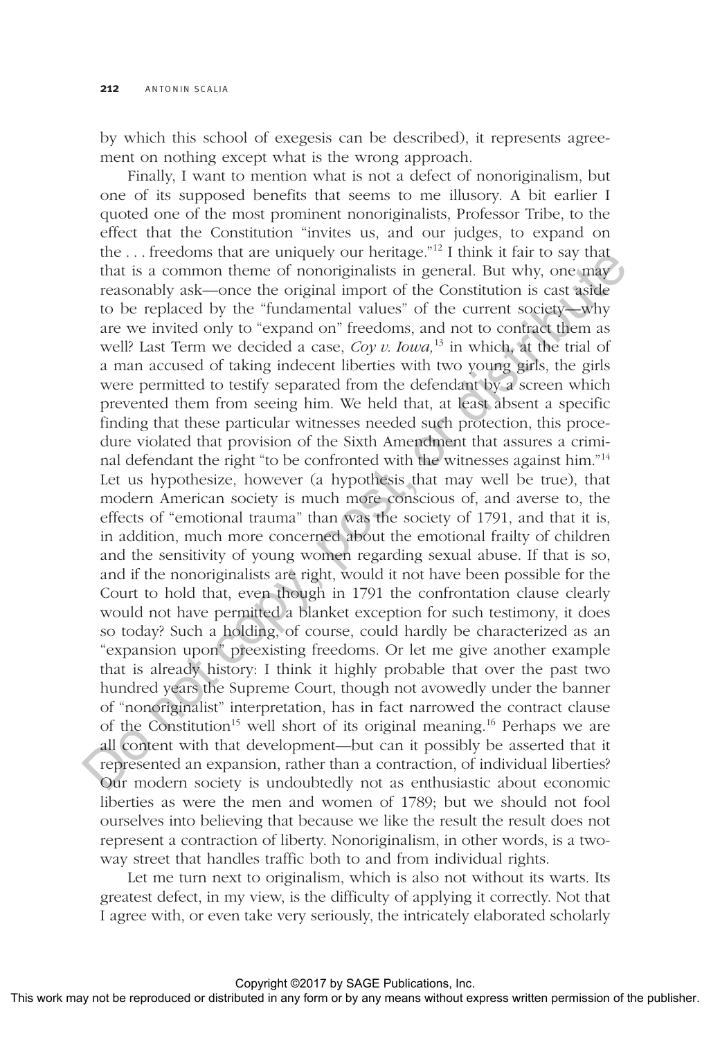by which this school of exegesis can be described), it represents agreement on nothing except what is the wrong approach.

Finally, I want to mention what is not a defect of nonoriginalism, but one of its supposed benefits that seems to me illusory. A bit earlier I quoted one of the most prominent nonoriginalists, Professor Tribe, to the effect that the Constitution "invites us, and our judges, to expand on the . . . freedoms that are uniquely our heritage."[12] I think it fair to say that that is a common theme of nonoriginalists in general. But why, one may reasonably ask—once the original import of the Constitution is cast aside to be replaced by the "fundamental values" of the current society—why are we invited only to "expand on" freedoms, and not to contract them as well? Last Term we decided a case, *Coy v. Iowa,*[13] in which, at the trial of a man accused of taking indecent liberties with two young girls, the girls were permitted to testify separated from the defendant by a screen which prevented them from seeing him. We held that, at least absent a specific finding that these particular witnesses needed such protection, this procedure violated that provision of the Sixth Amendment that assures a criminal defendant the right "to be confronted with the witnesses against him."[14] Let us hypothesize, however (a hypothesis that may well be true), that modern American society is much more conscious of, and averse to, the effects of "emotional trauma" than was the society of 1791, and that it is, in addition, much more concerned about the emotional frailty of children and the sensitivity of young women regarding sexual abuse. If that is so, and if the nonoriginalists are right, would it not have been possible for the Court to hold that, even though in 1791 the confrontation clause clearly would not have permitted a blanket exception for such testimony, it does so today? Such a holding, of course, could hardly be characterized as an "expansion upon" preexisting freedoms. Or let me give another example that is already history: I think it highly probable that over the past two hundred years the Supreme Court, though not avowedly under the banner of "nonoriginalist" interpretation, has in fact narrowed the contract clause of the Constitution[15] well short of its original meaning.[16] Perhaps we are all content with that development—but can it possibly be asserted that it represented an expansion, rather than a contraction, of individual liberties? Our modern society is undoubtedly not as enthusiastic about economic liberties as were the men and women of 1789; but we should not fool ourselves into believing that because we like the result the result does not represent a contraction of liberty. Nonoriginalism, in other words, is a two-way street that handles traffic both to and from individual rights.

Let me turn next to originalism, which is also not without its warts. Its greatest defect, in my view, is the difficulty of applying it correctly. Not that I agree with, or even take very seriously, the intricately elaborated scholarly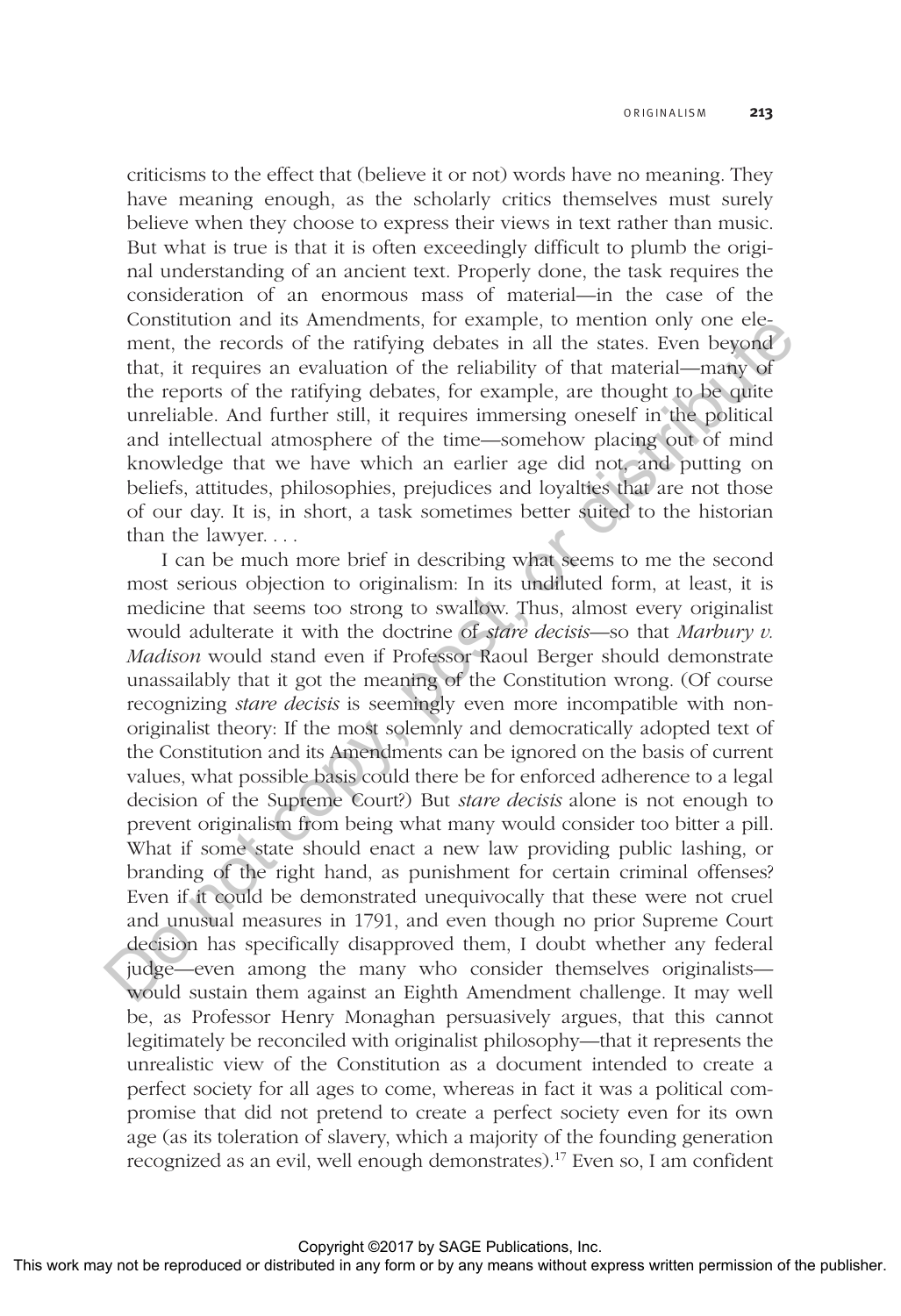criticisms to the effect that (believe it or not) words have no meaning. They have meaning enough, as the scholarly critics themselves must surely believe when they choose to express their views in text rather than music. But what is true is that it is often exceedingly difficult to plumb the original understanding of an ancient text. Properly done, the task requires the consideration of an enormous mass of material—in the case of the Constitution and its Amendments, for example, to mention only one element, the records of the ratifying debates in all the states. Even beyond that, it requires an evaluation of the reliability of that material—many of the reports of the ratifying debates, for example, are thought to be quite unreliable. And further still, it requires immersing oneself in the political and intellectual atmosphere of the time—somehow placing out of mind knowledge that we have which an earlier age did not, and putting on beliefs, attitudes, philosophies, prejudices and loyalties that are not those of our day. It is, in short, a task sometimes better suited to the historian than the lawyer. . . .

I can be much more brief in describing what seems to me the second most serious objection to originalism: In its undiluted form, at least, it is medicine that seems too strong to swallow. Thus, almost every originalist would adulterate it with the doctrine of *stare decisis*—so that *Marbury v. Madison* would stand even if Professor Raoul Berger should demonstrate unassailably that it got the meaning of the Constitution wrong. (Of course recognizing *stare decisis* is seemingly even more incompatible with nonoriginalist theory: If the most solemnly and democratically adopted text of the Constitution and its Amendments can be ignored on the basis of current values, what possible basis could there be for enforced adherence to a legal decision of the Supreme Court?) But *stare decisis* alone is not enough to prevent originalism from being what many would consider too bitter a pill. What if some state should enact a new law providing public lashing, or branding of the right hand, as punishment for certain criminal offenses? Even if it could be demonstrated unequivocally that these were not cruel and unusual measures in 1791, and even though no prior Supreme Court decision has specifically disapproved them, I doubt whether any federal judge—even among the many who consider themselves originalists—would sustain them against an Eighth Amendment challenge. It may well be, as Professor Henry Monaghan persuasively argues, that this cannot legitimately be reconciled with originalist philosophy—that it represents the unrealistic view of the Constitution as a document intended to create a perfect society for all ages to come, whereas in fact it was a political compromise that did not pretend to create a perfect society even for its own age (as its toleration of slavery, which a majority of the founding generation recognized as an evil, well enough demonstrates).[17] Even so, I am confident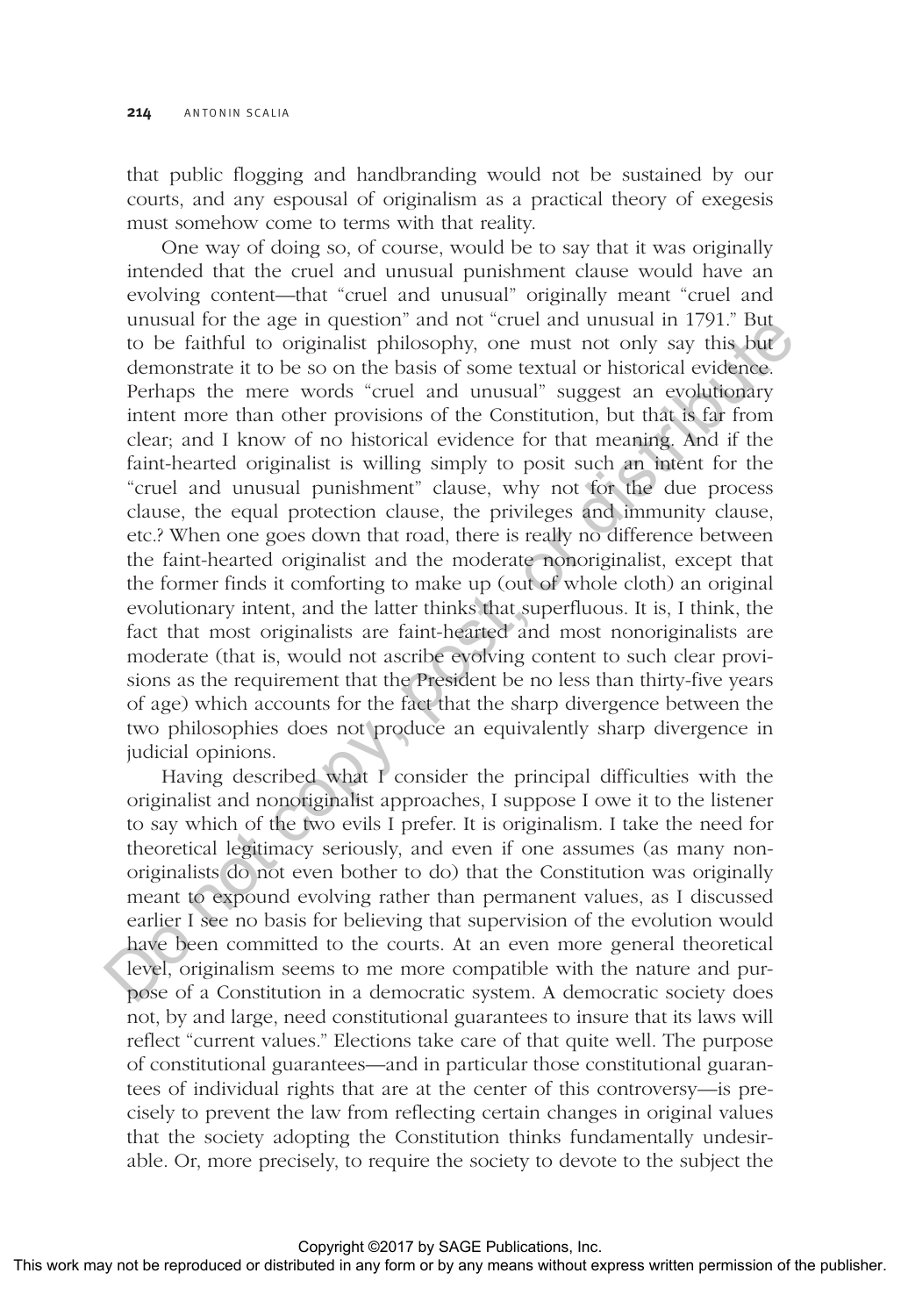that public flogging and handbranding would not be sustained by our courts, and any espousal of originalism as a practical theory of exegesis must somehow come to terms with that reality.

One way of doing so, of course, would be to say that it was originally intended that the cruel and unusual punishment clause would have an evolving content—that "cruel and unusual" originally meant "cruel and unusual for the age in question" and not "cruel and unusual in 1791." But to be faithful to originalist philosophy, one must not only say this but demonstrate it to be so on the basis of some textual or historical evidence. Perhaps the mere words "cruel and unusual" suggest an evolutionary intent more than other provisions of the Constitution, but that is far from clear; and I know of no historical evidence for that meaning. And if the faint-hearted originalist is willing simply to posit such an intent for the "cruel and unusual punishment" clause, why not for the due process clause, the equal protection clause, the privileges and immunity clause, etc.? When one goes down that road, there is really no difference between the faint-hearted originalist and the moderate nonoriginalist, except that the former finds it comforting to make up (out of whole cloth) an original evolutionary intent, and the latter thinks that superfluous. It is, I think, the fact that most originalists are faint-hearted and most nonoriginalists are moderate (that is, would not ascribe evolving content to such clear provisions as the requirement that the President be no less than thirty-five years of age) which accounts for the fact that the sharp divergence between the two philosophies does not produce an equivalently sharp divergence in judicial opinions.

Having described what I consider the principal difficulties with the originalist and nonoriginalist approaches, I suppose I owe it to the listener to say which of the two evils I prefer. It is originalism. I take the need for theoretical legitimacy seriously, and even if one assumes (as many nonoriginalists do not even bother to do) that the Constitution was originally meant to expound evolving rather than permanent values, as I discussed earlier I see no basis for believing that supervision of the evolution would have been committed to the courts. At an even more general theoretical level, originalism seems to me more compatible with the nature and purpose of a Constitution in a democratic system. A democratic society does not, by and large, need constitutional guarantees to insure that its laws will reflect "current values." Elections take care of that quite well. The purpose of constitutional guarantees—and in particular those constitutional guarantees of individual rights that are at the center of this controversy—is precisely to prevent the law from reflecting certain changes in original values that the society adopting the Constitution thinks fundamentally undesirable. Or, more precisely, to require the society to devote to the subject the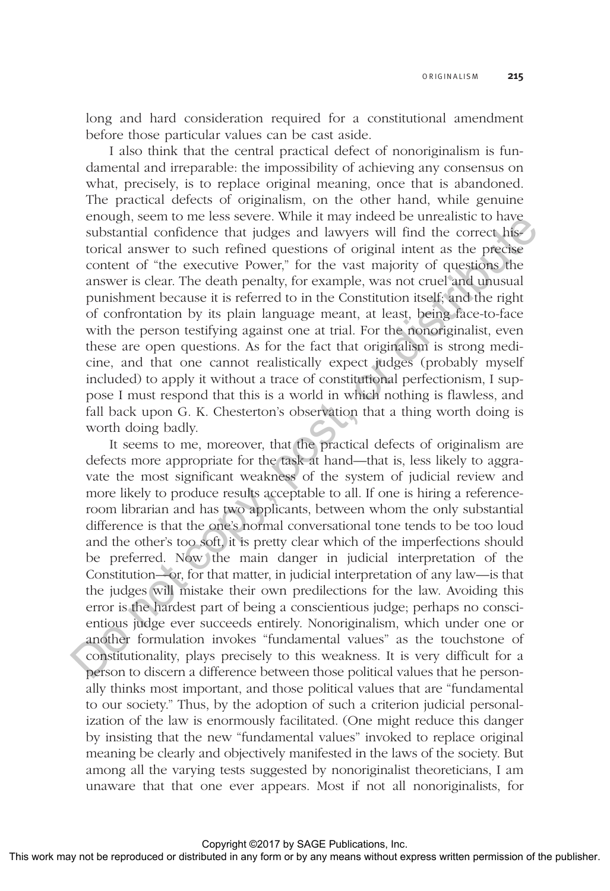long and hard consideration required for a constitutional amendment before those particular values can be cast aside.

I also think that the central practical defect of nonoriginalism is fundamental and irreparable: the impossibility of achieving any consensus on what, precisely, is to replace original meaning, once that is abandoned. The practical defects of originalism, on the other hand, while genuine enough, seem to me less severe. While it may indeed be unrealistic to have substantial confidence that judges and lawyers will find the correct historical answer to such refined questions of original intent as the precise content of "the executive Power," for the vast majority of questions the answer is clear. The death penalty, for example, was not cruel and unusual punishment because it is referred to in the Constitution itself; and the right of confrontation by its plain language meant, at least, being face-to-face with the person testifying against one at trial. For the nonoriginalist, even these are open questions. As for the fact that originalism is strong medicine, and that one cannot realistically expect judges (probably myself included) to apply it without a trace of constitutional perfectionism, I suppose I must respond that this is a world in which nothing is flawless, and fall back upon G. K. Chesterton's observation that a thing worth doing is worth doing badly.

It seems to me, moreover, that the practical defects of originalism are defects more appropriate for the task at hand—that is, less likely to aggravate the most significant weakness of the system of judicial review and more likely to produce results acceptable to all. If one is hiring a reference-room librarian and has two applicants, between whom the only substantial difference is that the one's normal conversational tone tends to be too loud and the other's too soft, it is pretty clear which of the imperfections should be preferred. Now the main danger in judicial interpretation of the Constitution—or, for that matter, in judicial interpretation of any law—is that the judges will mistake their own predilections for the law. Avoiding this error is the hardest part of being a conscientious judge; perhaps no conscientious judge ever succeeds entirely. Nonoriginalism, which under one or another formulation invokes "fundamental values" as the touchstone of constitutionality, plays precisely to this weakness. It is very difficult for a person to discern a difference between those political values that he personally thinks most important, and those political values that are "fundamental to our society." Thus, by the adoption of such a criterion judicial personalization of the law is enormously facilitated. (One might reduce this danger by insisting that the new "fundamental values" invoked to replace original meaning be clearly and objectively manifested in the laws of the society. But among all the varying tests suggested by nonoriginalist theoreticians, I am unaware that that one ever appears. Most if not all nonoriginalists, for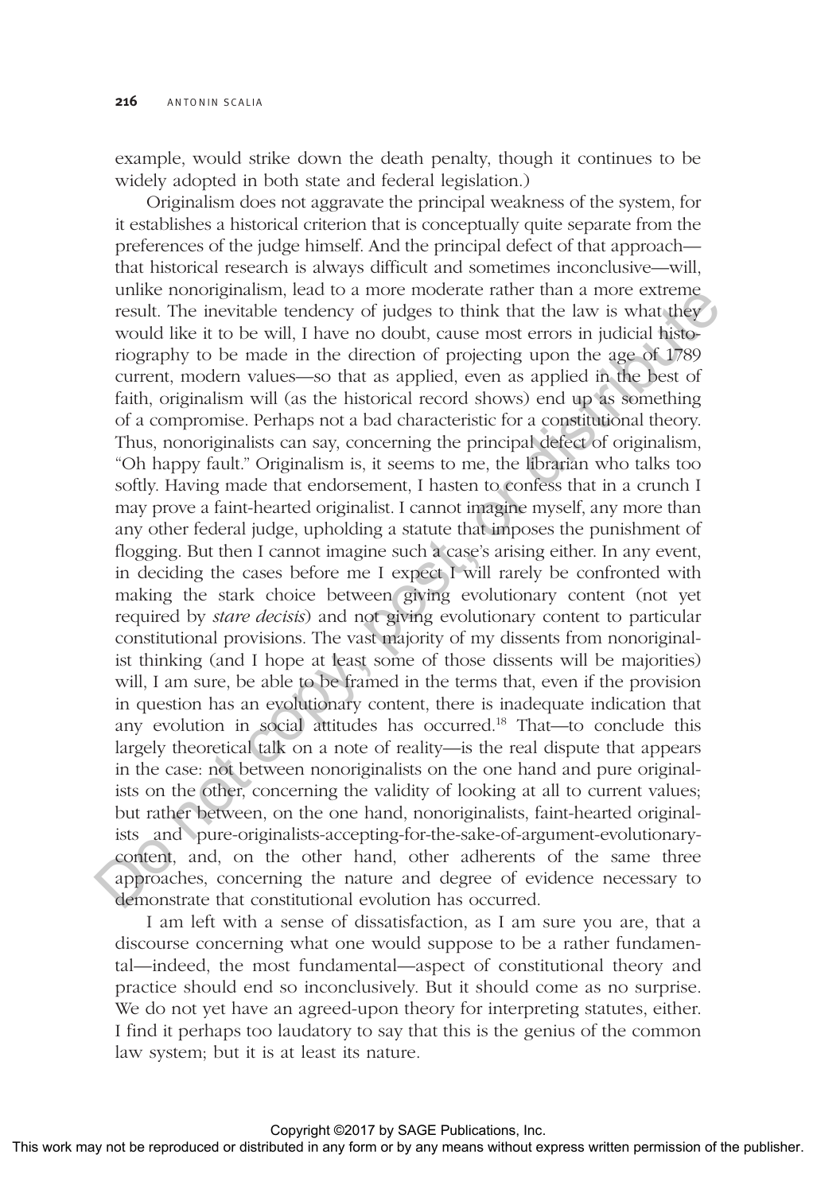example, would strike down the death penalty, though it continues to be widely adopted in both state and federal legislation.)

Originalism does not aggravate the principal weakness of the system, for it establishes a historical criterion that is conceptually quite separate from the preferences of the judge himself. And the principal defect of that approach—that historical research is always difficult and sometimes inconclusive—will, unlike nonoriginalism, lead to a more moderate rather than a more extreme result. The inevitable tendency of judges to think that the law is what they would like it to be will, I have no doubt, cause most errors in judicial historiography to be made in the direction of projecting upon the age of 1789 current, modern values—so that as applied, even as applied in the best of faith, originalism will (as the historical record shows) end up as something of a compromise. Perhaps not a bad characteristic for a constitutional theory. Thus, nonoriginalists can say, concerning the principal defect of originalism, "Oh happy fault." Originalism is, it seems to me, the librarian who talks too softly. Having made that endorsement, I hasten to confess that in a crunch I may prove a faint-hearted originalist. I cannot imagine myself, any more than any other federal judge, upholding a statute that imposes the punishment of flogging. But then I cannot imagine such a case's arising either. In any event, in deciding the cases before me I expect I will rarely be confronted with making the stark choice between giving evolutionary content (not yet required by *stare decisis*) and not giving evolutionary content to particular constitutional provisions. The vast majority of my dissents from nonoriginalist thinking (and I hope at least some of those dissents will be majorities) will, I am sure, be able to be framed in the terms that, even if the provision in question has an evolutionary content, there is inadequate indication that any evolution in social attitudes has occurred.[18] That—to conclude this largely theoretical talk on a note of reality—is the real dispute that appears in the case: not between nonoriginalists on the one hand and pure originalists on the other, concerning the validity of looking at all to current values; but rather between, on the one hand, nonoriginalists, faint-hearted originalists and pure-originalists-accepting-for-the-sake-of-argument-evolutionary-content, and, on the other hand, other adherents of the same three approaches, concerning the nature and degree of evidence necessary to demonstrate that constitutional evolution has occurred.

I am left with a sense of dissatisfaction, as I am sure you are, that a discourse concerning what one would suppose to be a rather fundamental—indeed, the most fundamental—aspect of constitutional theory and practice should end so inconclusively. But it should come as no surprise. We do not yet have an agreed-upon theory for interpreting statutes, either. I find it perhaps too laudatory to say that this is the genius of the common law system; but it is at least its nature.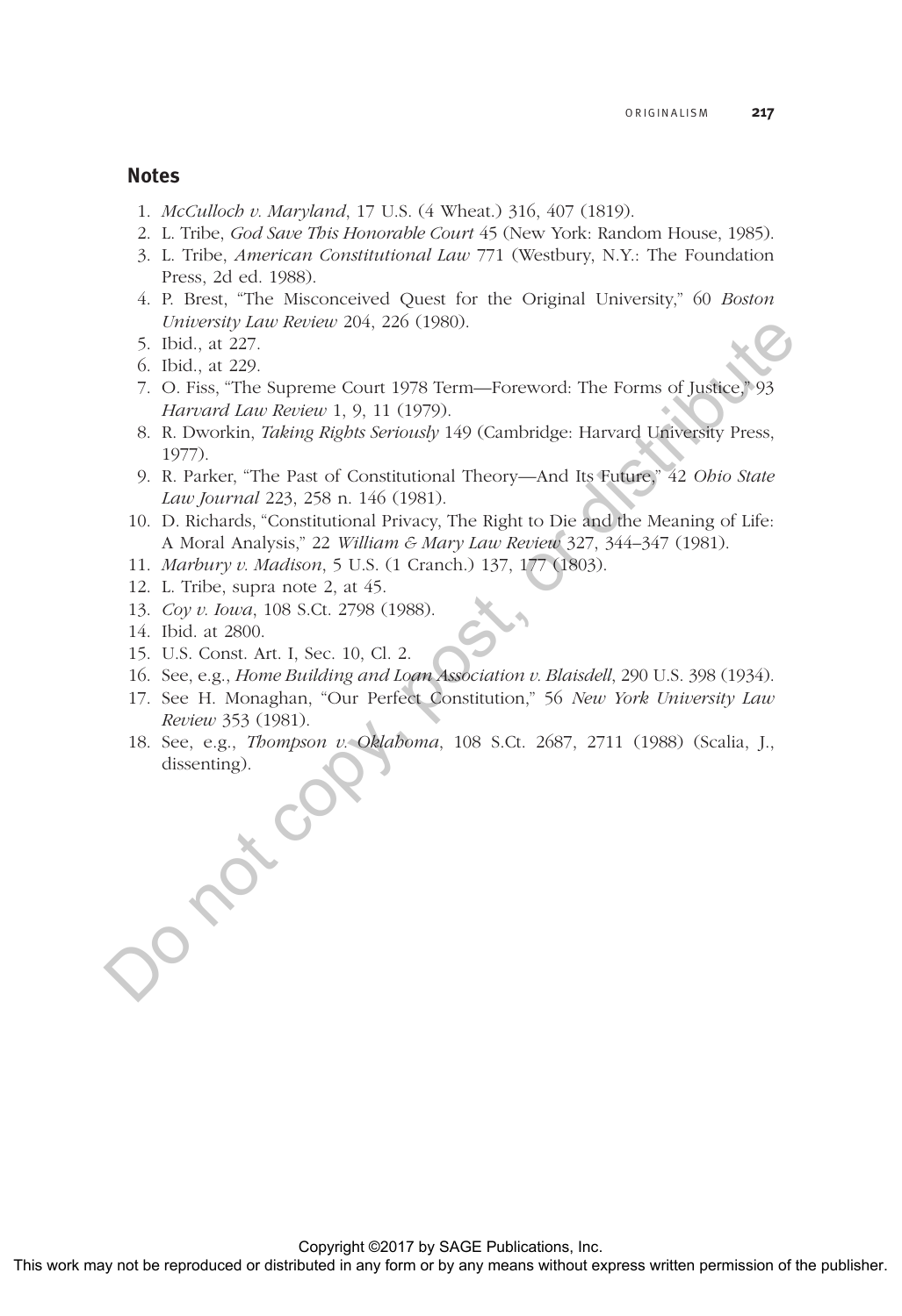## Notes

1. *McCulloch v. Maryland*, 17 U.S. (4 Wheat.) 316, 407 (1819).
2. L. Tribe, *God Save This Honorable Court* 45 (New York: Random House, 1985).
3. L. Tribe, *American Constitutional Law* 771 (Westbury, N.Y.: The Foundation Press, 2d ed. 1988).
4. P. Brest, "The Misconceived Quest for the Original University," 60 *Boston University Law Review* 204, 226 (1980).
5. Ibid., at 227.
6. Ibid., at 229.
7. O. Fiss, "The Supreme Court 1978 Term—Foreword: The Forms of Justice," 93 *Harvard Law Review* 1, 9, 11 (1979).
8. R. Dworkin, *Taking Rights Seriously* 149 (Cambridge: Harvard University Press, 1977).
9. R. Parker, "The Past of Constitutional Theory—And Its Future," 42 *Ohio State Law Journal* 223, 258 n. 146 (1981).
10. D. Richards, "Constitutional Privacy, The Right to Die and the Meaning of Life: A Moral Analysis," 22 *William & Mary Law Review* 327, 344–347 (1981).
11. *Marbury v. Madison*, 5 U.S. (1 Cranch.) 137, 177 (1803).
12. L. Tribe, supra note 2, at 45.
13. *Coy v. Iowa*, 108 S.Ct. 2798 (1988).
14. Ibid. at 2800.
15. U.S. Const. Art. I, Sec. 10, Cl. 2.
16. See, e.g., *Home Building and Loan Association v. Blaisdell*, 290 U.S. 398 (1934).
17. See H. Monaghan, "Our Perfect Constitution," 56 *New York University Law Review* 353 (1981).
18. See, e.g., *Thompson v. Oklahoma*, 108 S.Ct. 2687, 2711 (1988) (Scalia, J., dissenting).